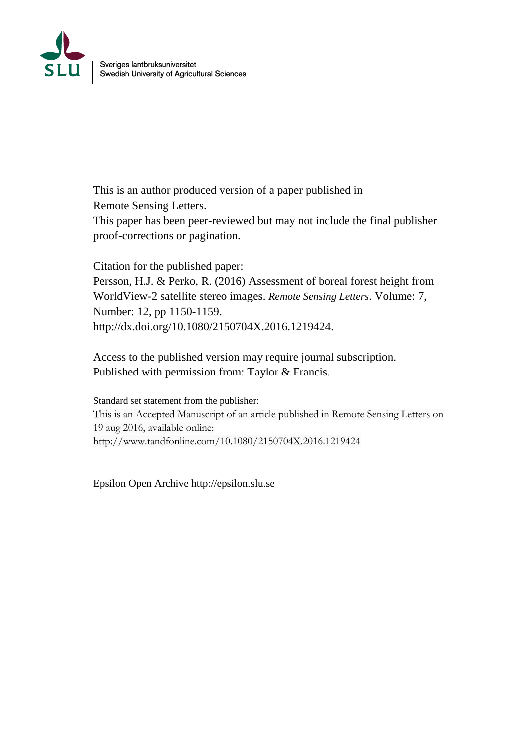Sveriges lantbruksuniversitet
Swedish University of Agricultural Sciences

This is an author produced version of a paper published in
Remote Sensing Letters.
This paper has been peer-reviewed but may not include the final publisher proof-corrections or pagination.

Citation for the published paper:
Persson, H.J. & Perko, R. (2016) Assessment of boreal forest height from WorldView-2 satellite stereo images. *Remote Sensing Letters*. Volume: 7, Number: 12, pp 1150-1159.
http://dx.doi.org/10.1080/2150704X.2016.1219424.

Access to the published version may require journal subscription.
Published with permission from: Taylor & Francis.

Standard set statement from the publisher:
This is an Accepted Manuscript of an article published in Remote Sensing Letters on 19 aug 2016, available online:
http://www.tandfonline.com/10.1080/2150704X.2016.1219424

Epsilon Open Archive http://epsilon.slu.se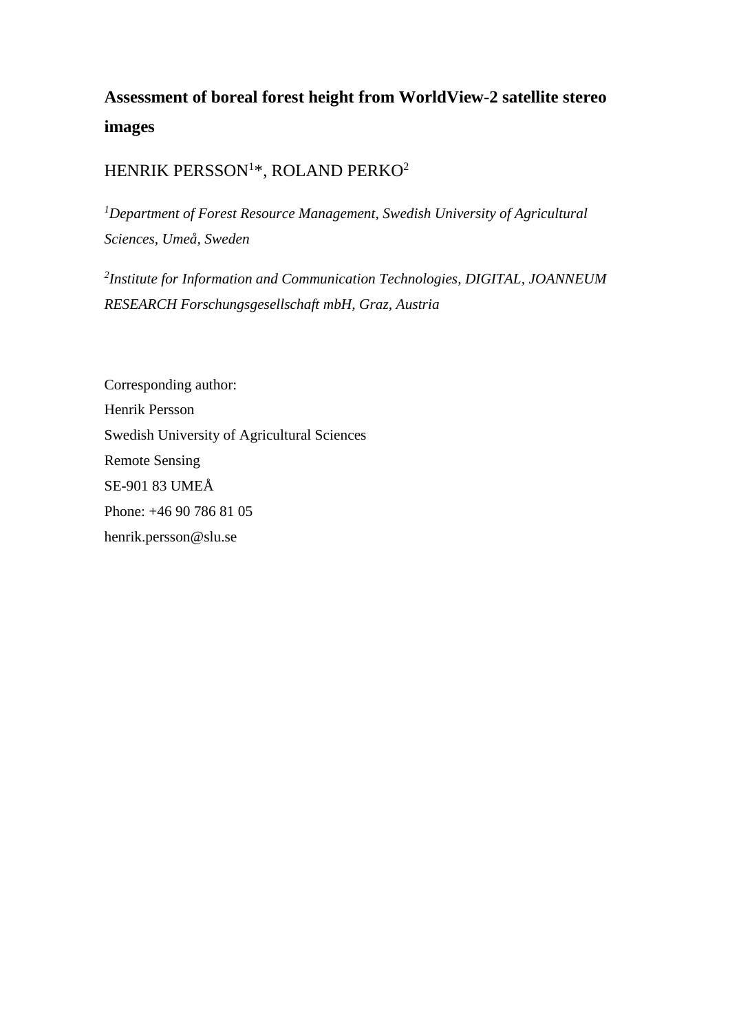# Assessment of boreal forest height from WorldView-2 satellite stereo images

HENRIK PERSSON[1]*, ROLAND PERKO[2]

*[1]Department of Forest Resource Management, Swedish University of Agricultural Sciences, Umeå, Sweden*

*[2]Institute for Information and Communication Technologies, DIGITAL, JOANNEUM RESEARCH Forschungsgesellschaft mbH, Graz, Austria*

Corresponding author:  
Henrik Persson  
Swedish University of Agricultural Sciences  
Remote Sensing  
SE-901 83 UMEÅ  
Phone: +46 90 786 81 05  
henrik.persson@slu.se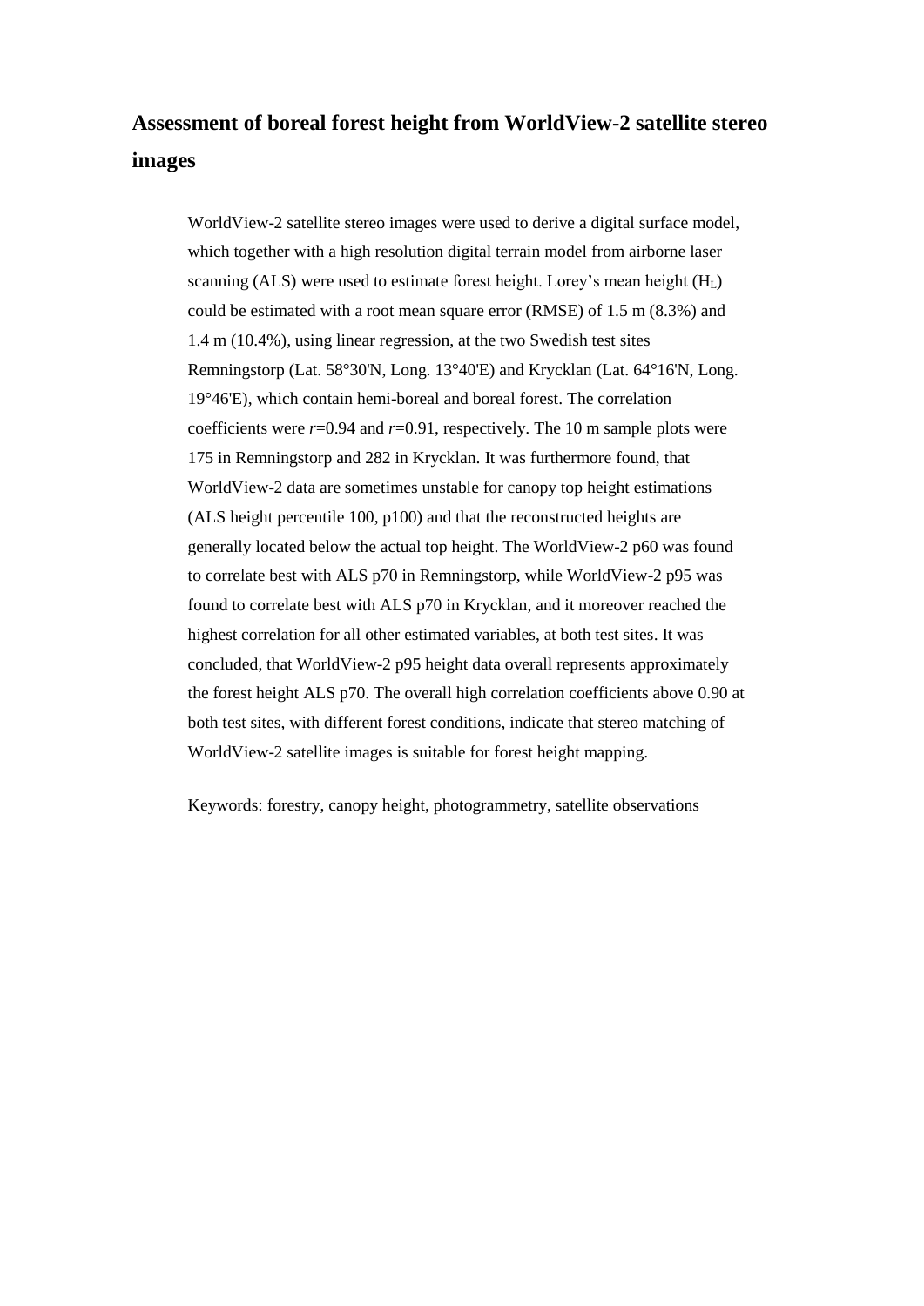## Assessment of boreal forest height from WorldView-2 satellite stereo images

WorldView-2 satellite stereo images were used to derive a digital surface model, which together with a high resolution digital terrain model from airborne laser scanning (ALS) were used to estimate forest height. Lorey's mean height ($H_L$) could be estimated with a root mean square error (RMSE) of 1.5 m (8.3%) and 1.4 m (10.4%), using linear regression, at the two Swedish test sites Remningstorp (Lat. 58°30'N, Long. 13°40'E) and Krycklan (Lat. 64°16'N, Long. 19°46'E), which contain hemi-boreal and boreal forest. The correlation coefficients were $r$=0.94 and $r$=0.91, respectively. The 10 m sample plots were 175 in Remningstorp and 282 in Krycklan. It was furthermore found, that WorldView-2 data are sometimes unstable for canopy top height estimations (ALS height percentile 100, p100) and that the reconstructed heights are generally located below the actual top height. The WorldView-2 p60 was found to correlate best with ALS p70 in Remningstorp, while WorldView-2 p95 was found to correlate best with ALS p70 in Krycklan, and it moreover reached the highest correlation for all other estimated variables, at both test sites. It was concluded, that WorldView-2 p95 height data overall represents approximately the forest height ALS p70. The overall high correlation coefficients above 0.90 at both test sites, with different forest conditions, indicate that stereo matching of WorldView-2 satellite images is suitable for forest height mapping.

Keywords: forestry, canopy height, photogrammetry, satellite observations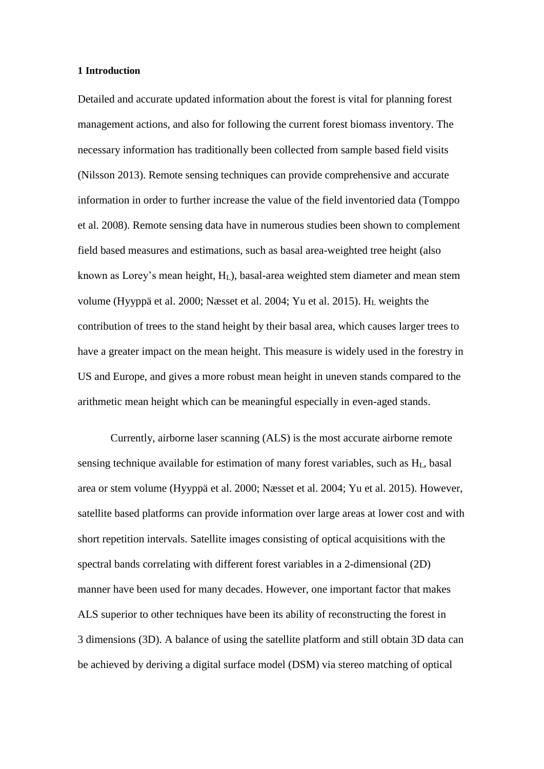**1 Introduction**

Detailed and accurate updated information about the forest is vital for planning forest management actions, and also for following the current forest biomass inventory. The necessary information has traditionally been collected from sample based field visits (Nilsson 2013). Remote sensing techniques can provide comprehensive and accurate information in order to further increase the value of the field inventoried data (Tomppo et al. 2008). Remote sensing data have in numerous studies been shown to complement field based measures and estimations, such as basal area-weighted tree height (also known as Lorey's mean height, $H_L$), basal-area weighted stem diameter and mean stem volume (Hyyppä et al. 2000; Næsset et al. 2004; Yu et al. 2015). $H_L$ weights the contribution of trees to the stand height by their basal area, which causes larger trees to have a greater impact on the mean height. This measure is widely used in the forestry in US and Europe, and gives a more robust mean height in uneven stands compared to the arithmetic mean height which can be meaningful especially in even-aged stands.

Currently, airborne laser scanning (ALS) is the most accurate airborne remote sensing technique available for estimation of many forest variables, such as $H_L$, basal area or stem volume (Hyyppä et al. 2000; Næsset et al. 2004; Yu et al. 2015). However, satellite based platforms can provide information over large areas at lower cost and with short repetition intervals. Satellite images consisting of optical acquisitions with the spectral bands correlating with different forest variables in a 2-dimensional (2D) manner have been used for many decades. However, one important factor that makes ALS superior to other techniques have been its ability of reconstructing the forest in 3 dimensions (3D). A balance of using the satellite platform and still obtain 3D data can be achieved by deriving a digital surface model (DSM) via stereo matching of optical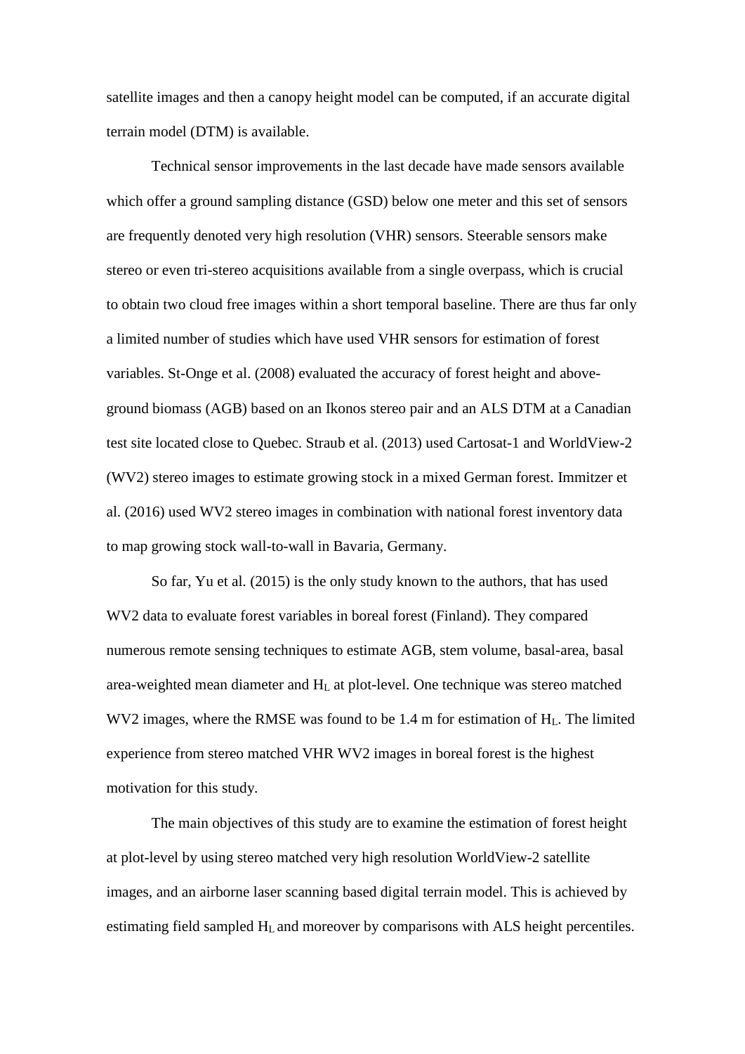satellite images and then a canopy height model can be computed, if an accurate digital terrain model (DTM) is available.

Technical sensor improvements in the last decade have made sensors available which offer a ground sampling distance (GSD) below one meter and this set of sensors are frequently denoted very high resolution (VHR) sensors. Steerable sensors make stereo or even tri-stereo acquisitions available from a single overpass, which is crucial to obtain two cloud free images within a short temporal baseline. There are thus far only a limited number of studies which have used VHR sensors for estimation of forest variables. St-Onge et al. (2008) evaluated the accuracy of forest height and above-ground biomass (AGB) based on an Ikonos stereo pair and an ALS DTM at a Canadian test site located close to Quebec. Straub et al. (2013) used Cartosat-1 and WorldView-2 (WV2) stereo images to estimate growing stock in a mixed German forest. Immitzer et al. (2016) used WV2 stereo images in combination with national forest inventory data to map growing stock wall-to-wall in Bavaria, Germany.

So far, Yu et al. (2015) is the only study known to the authors, that has used WV2 data to evaluate forest variables in boreal forest (Finland). They compared numerous remote sensing techniques to estimate AGB, stem volume, basal-area, basal area-weighted mean diameter and $H_L$ at plot-level. One technique was stereo matched WV2 images, where the RMSE was found to be 1.4 m for estimation of $H_L$. The limited experience from stereo matched VHR WV2 images in boreal forest is the highest motivation for this study.

The main objectives of this study are to examine the estimation of forest height at plot-level by using stereo matched very high resolution WorldView-2 satellite images, and an airborne laser scanning based digital terrain model. This is achieved by estimating field sampled $H_L$ and moreover by comparisons with ALS height percentiles.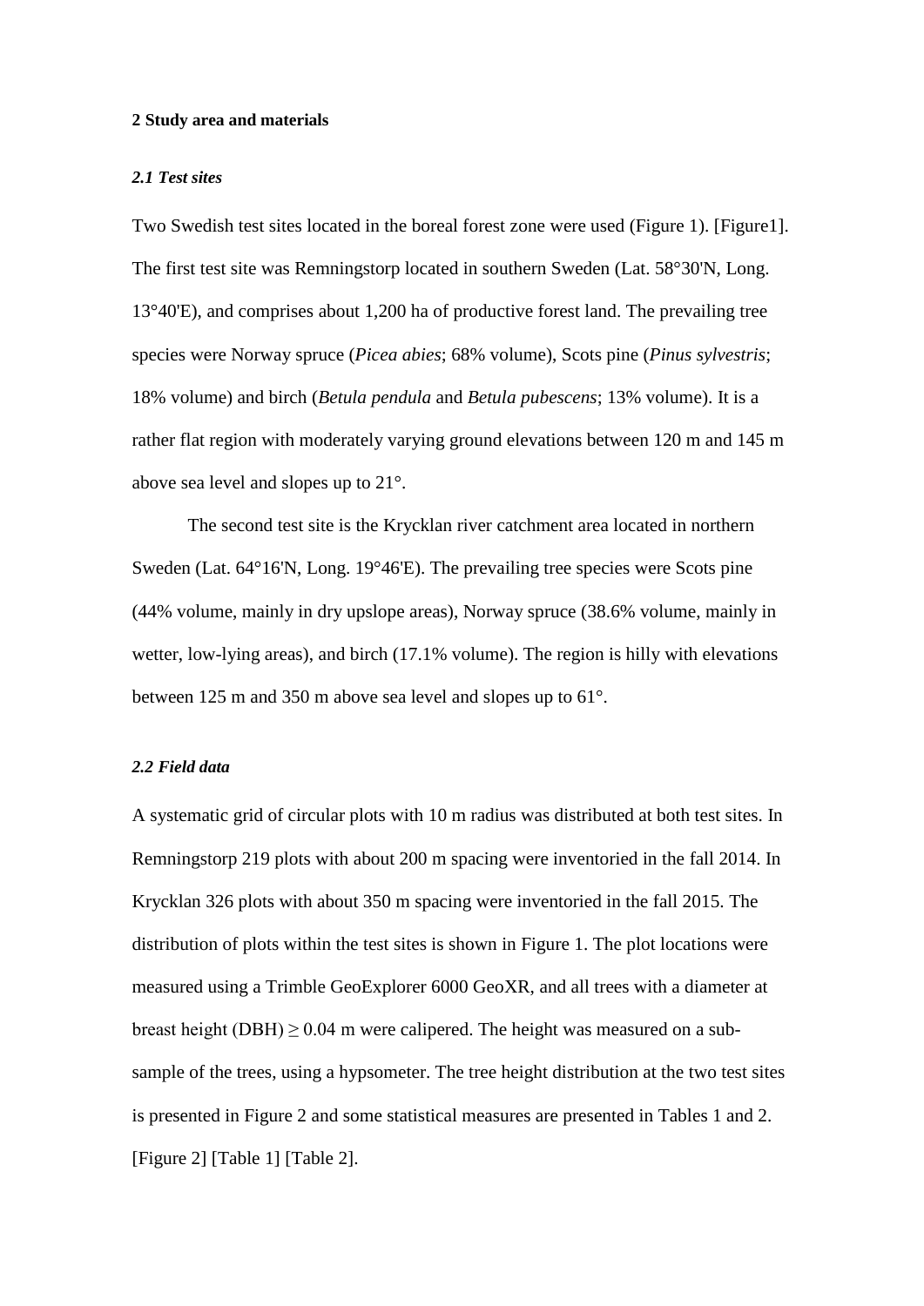## 2 Study area and materials

### *2.1 Test sites*

Two Swedish test sites located in the boreal forest zone were used (Figure 1). [Figure1]. The first test site was Remningstorp located in southern Sweden (Lat. 58°30'N, Long. 13°40'E), and comprises about 1,200 ha of productive forest land. The prevailing tree species were Norway spruce (*Picea abies*; 68% volume), Scots pine (*Pinus sylvestris*; 18% volume) and birch (*Betula pendula* and *Betula pubescens*; 13% volume). It is a rather flat region with moderately varying ground elevations between 120 m and 145 m above sea level and slopes up to 21°.

The second test site is the Krycklan river catchment area located in northern Sweden (Lat. 64°16'N, Long. 19°46'E). The prevailing tree species were Scots pine (44% volume, mainly in dry upslope areas), Norway spruce (38.6% volume, mainly in wetter, low-lying areas), and birch (17.1% volume). The region is hilly with elevations between 125 m and 350 m above sea level and slopes up to 61°.

### *2.2 Field data*

A systematic grid of circular plots with 10 m radius was distributed at both test sites. In Remningstorp 219 plots with about 200 m spacing were inventoried in the fall 2014. In Krycklan 326 plots with about 350 m spacing were inventoried in the fall 2015. The distribution of plots within the test sites is shown in Figure 1. The plot locations were measured using a Trimble GeoExplorer 6000 GeoXR, and all trees with a diameter at breast height (DBH) ≥ 0.04 m were calipered. The height was measured on a sub-sample of the trees, using a hypsometer. The tree height distribution at the two test sites is presented in Figure 2 and some statistical measures are presented in Tables 1 and 2. [Figure 2] [Table 1] [Table 2].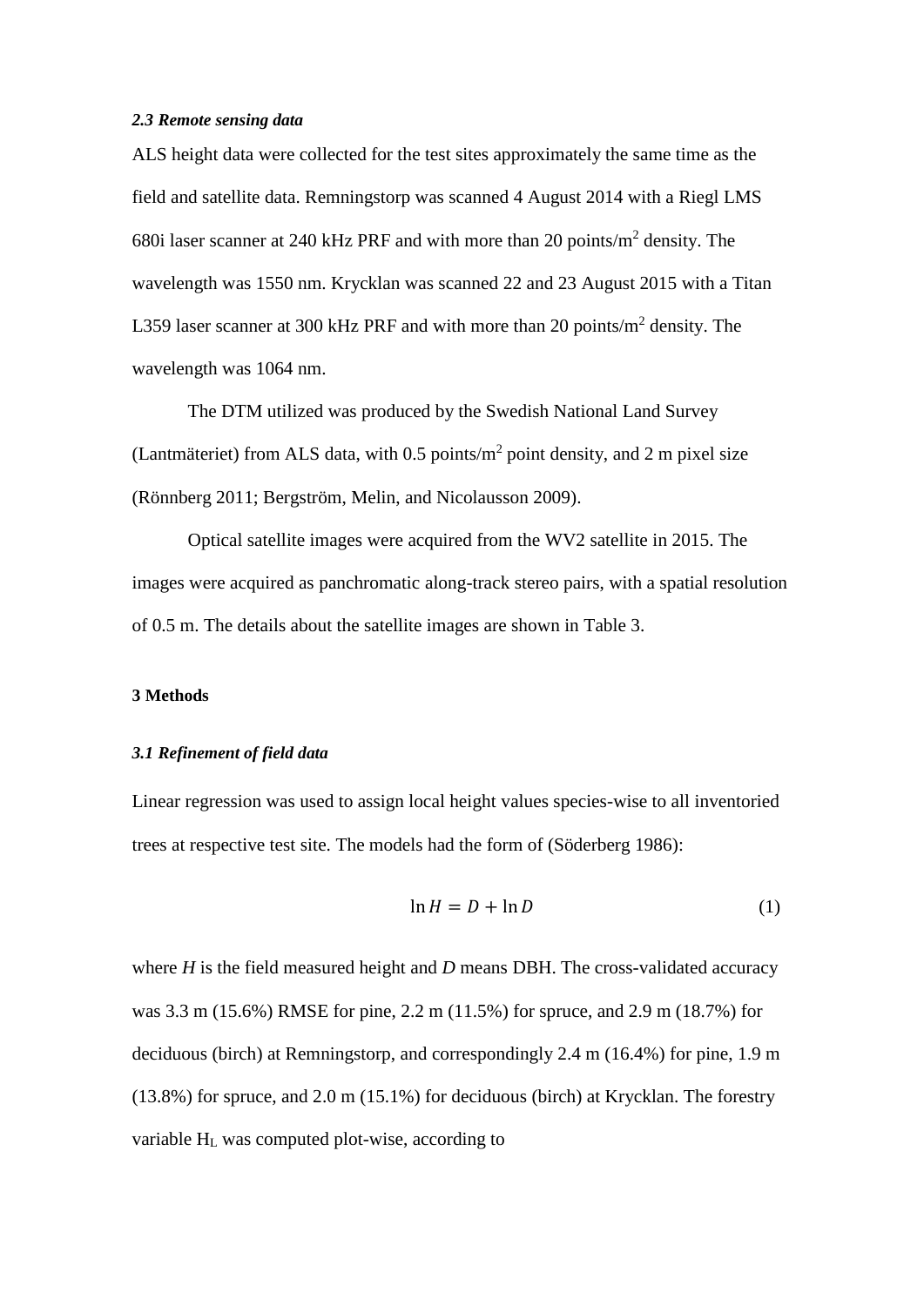### *2.3 Remote sensing data*

ALS height data were collected for the test sites approximately the same time as the field and satellite data. Remningstorp was scanned 4 August 2014 with a Riegl LMS 680i laser scanner at 240 kHz PRF and with more than 20 points/m$^2$ density. The wavelength was 1550 nm. Krycklan was scanned 22 and 23 August 2015 with a Titan L359 laser scanner at 300 kHz PRF and with more than 20 points/m$^2$ density. The wavelength was 1064 nm.

The DTM utilized was produced by the Swedish National Land Survey (Lantmäteriet) from ALS data, with 0.5 points/m$^2$ point density, and 2 m pixel size (Rönnberg 2011; Bergström, Melin, and Nicolausson 2009).

Optical satellite images were acquired from the WV2 satellite in 2015. The images were acquired as panchromatic along-track stereo pairs, with a spatial resolution of 0.5 m. The details about the satellite images are shown in Table 3.

## 3 Methods

### *3.1 Refinement of field data*

Linear regression was used to assign local height values species-wise to all inventoried trees at respective test site. The models had the form of (Söderberg 1986):

$$\ln H = D + \ln D \tag{1}$$

where $H$ is the field measured height and $D$ means DBH. The cross-validated accuracy was 3.3 m (15.6%) RMSE for pine, 2.2 m (11.5%) for spruce, and 2.9 m (18.7%) for deciduous (birch) at Remningstorp, and correspondingly 2.4 m (16.4%) for pine, 1.9 m (13.8%) for spruce, and 2.0 m (15.1%) for deciduous (birch) at Krycklan. The forestry variable $H_L$ was computed plot-wise, according to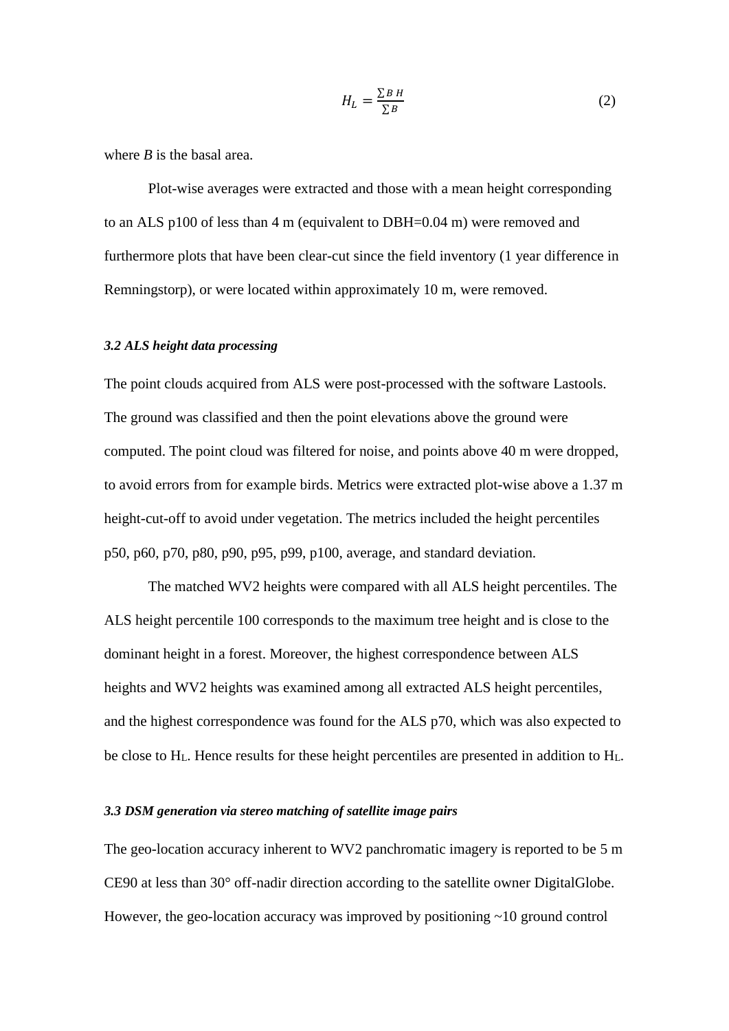$$H_L = \frac{\sum B\ H}{\sum B} \tag{2}$$

where $B$ is the basal area.

Plot-wise averages were extracted and those with a mean height corresponding to an ALS p100 of less than 4 m (equivalent to DBH=0.04 m) were removed and furthermore plots that have been clear-cut since the field inventory (1 year difference in Remningstorp), or were located within approximately 10 m, were removed.

### *3.2 ALS height data processing*

The point clouds acquired from ALS were post-processed with the software Lastools. The ground was classified and then the point elevations above the ground were computed. The point cloud was filtered for noise, and points above 40 m were dropped, to avoid errors from for example birds. Metrics were extracted plot-wise above a 1.37 m height-cut-off to avoid under vegetation. The metrics included the height percentiles p50, p60, p70, p80, p90, p95, p99, p100, average, and standard deviation.

The matched WV2 heights were compared with all ALS height percentiles. The ALS height percentile 100 corresponds to the maximum tree height and is close to the dominant height in a forest. Moreover, the highest correspondence between ALS heights and WV2 heights was examined among all extracted ALS height percentiles, and the highest correspondence was found for the ALS p70, which was also expected to be close to $H_L$. Hence results for these height percentiles are presented in addition to $H_L$.

### *3.3 DSM generation via stereo matching of satellite image pairs*

The geo-location accuracy inherent to WV2 panchromatic imagery is reported to be 5 m CE90 at less than 30° off-nadir direction according to the satellite owner DigitalGlobe. However, the geo-location accuracy was improved by positioning ~10 ground control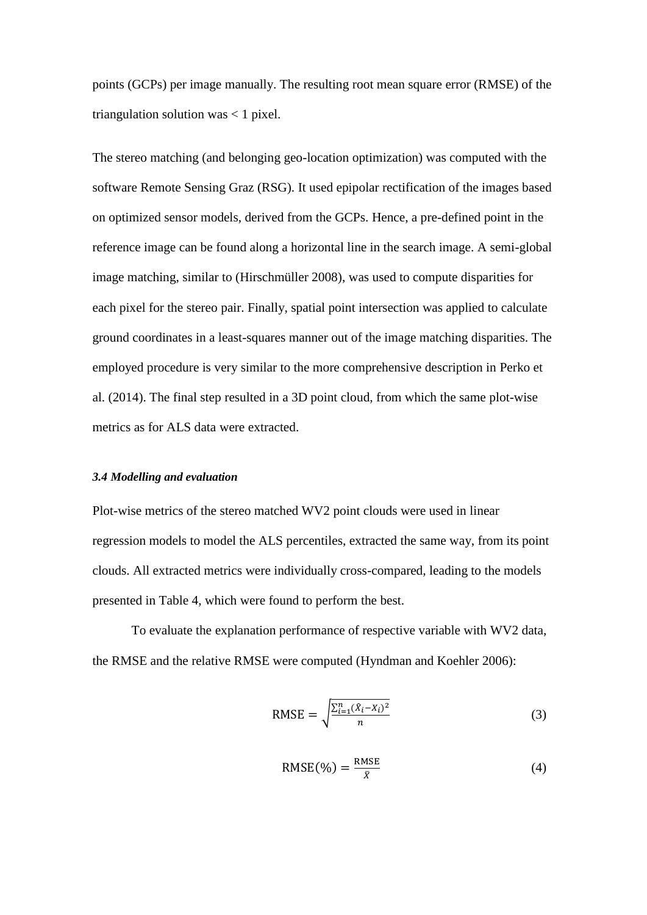points (GCPs) per image manually. The resulting root mean square error (RMSE) of the triangulation solution was < 1 pixel.

The stereo matching (and belonging geo-location optimization) was computed with the software Remote Sensing Graz (RSG). It used epipolar rectification of the images based on optimized sensor models, derived from the GCPs. Hence, a pre-defined point in the reference image can be found along a horizontal line in the search image. A semi-global image matching, similar to (Hirschmüller 2008), was used to compute disparities for each pixel for the stereo pair. Finally, spatial point intersection was applied to calculate ground coordinates in a least-squares manner out of the image matching disparities. The employed procedure is very similar to the more comprehensive description in Perko et al. (2014). The final step resulted in a 3D point cloud, from which the same plot-wise metrics as for ALS data were extracted.

#### *3.4 Modelling and evaluation*

Plot-wise metrics of the stereo matched WV2 point clouds were used in linear regression models to model the ALS percentiles, extracted the same way, from its point clouds. All extracted metrics were individually cross-compared, leading to the models presented in Table 4, which were found to perform the best.

To evaluate the explanation performance of respective variable with WV2 data, the RMSE and the relative RMSE were computed (Hyndman and Koehler 2006):

$$\mathrm{RMSE} = \sqrt{\frac{\sum_{i=1}^{n}(\hat{X}_i - X_i)^2}{n}} \tag{3}$$

$$\mathrm{RMSE}(\%) = \frac{\mathrm{RMSE}}{\bar{X}} \tag{4}$$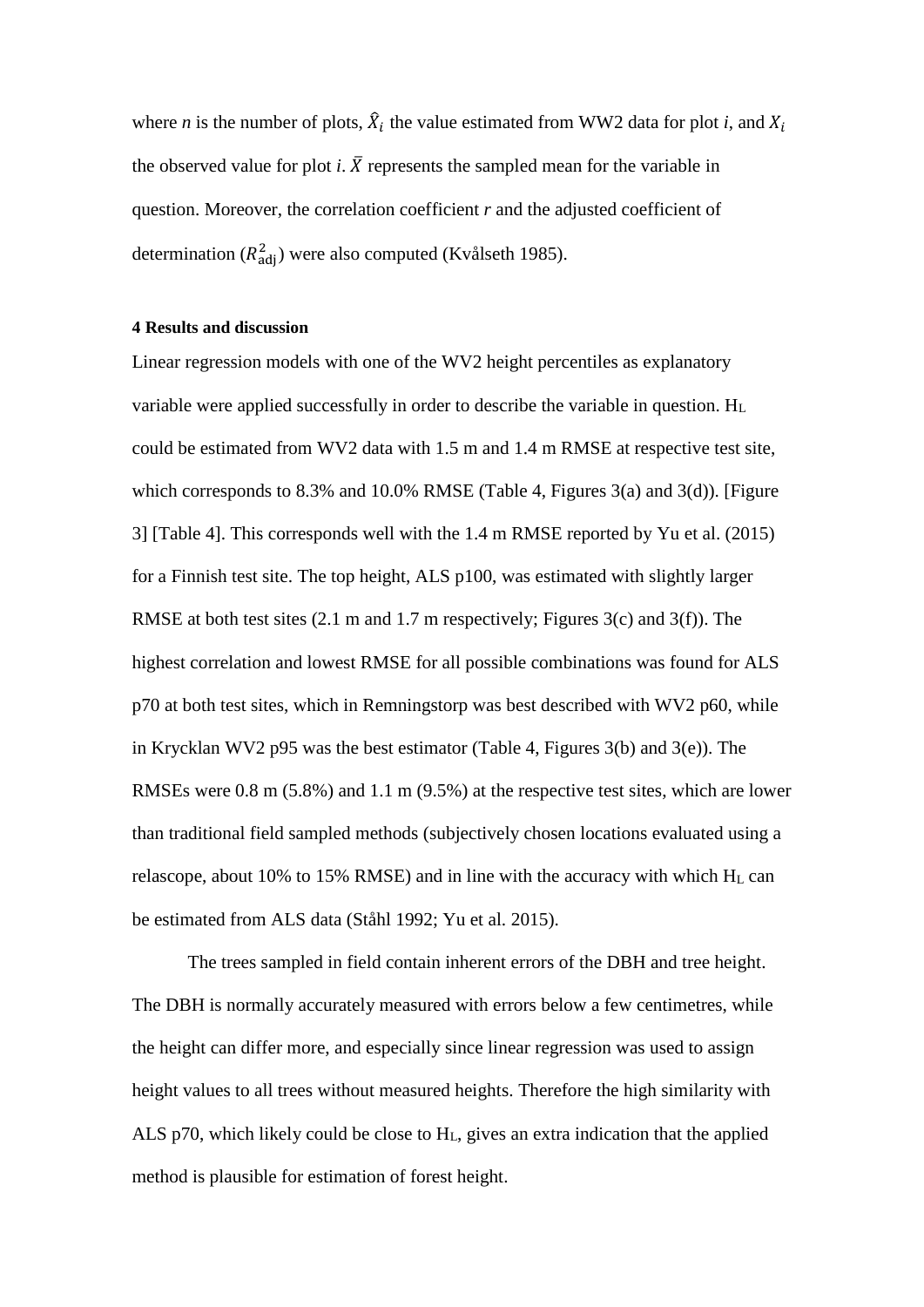where *n* is the number of plots, $\hat{X}_i$ the value estimated from WW2 data for plot *i*, and $X_i$ the observed value for plot *i*. $\bar{X}$ represents the sampled mean for the variable in question. Moreover, the correlation coefficient *r* and the adjusted coefficient of determination ($R^2_{\text{adj}}$) were also computed (Kvålseth 1985).

**4 Results and discussion**

Linear regression models with one of the WV2 height percentiles as explanatory variable were applied successfully in order to describe the variable in question. $H_L$ could be estimated from WV2 data with 1.5 m and 1.4 m RMSE at respective test site, which corresponds to 8.3% and 10.0% RMSE (Table 4, Figures 3(a) and 3(d)). [Figure 3] [Table 4]. This corresponds well with the 1.4 m RMSE reported by Yu et al. (2015) for a Finnish test site. The top height, ALS p100, was estimated with slightly larger RMSE at both test sites (2.1 m and 1.7 m respectively; Figures 3(c) and 3(f)). The highest correlation and lowest RMSE for all possible combinations was found for ALS p70 at both test sites, which in Remningstorp was best described with WV2 p60, while in Krycklan WV2 p95 was the best estimator (Table 4, Figures 3(b) and 3(e)). The RMSEs were 0.8 m (5.8%) and 1.1 m (9.5%) at the respective test sites, which are lower than traditional field sampled methods (subjectively chosen locations evaluated using a relascope, about 10% to 15% RMSE) and in line with the accuracy with which $H_L$ can be estimated from ALS data (Ståhl 1992; Yu et al. 2015).

The trees sampled in field contain inherent errors of the DBH and tree height. The DBH is normally accurately measured with errors below a few centimetres, while the height can differ more, and especially since linear regression was used to assign height values to all trees without measured heights. Therefore the high similarity with ALS p70, which likely could be close to $H_L$, gives an extra indication that the applied method is plausible for estimation of forest height.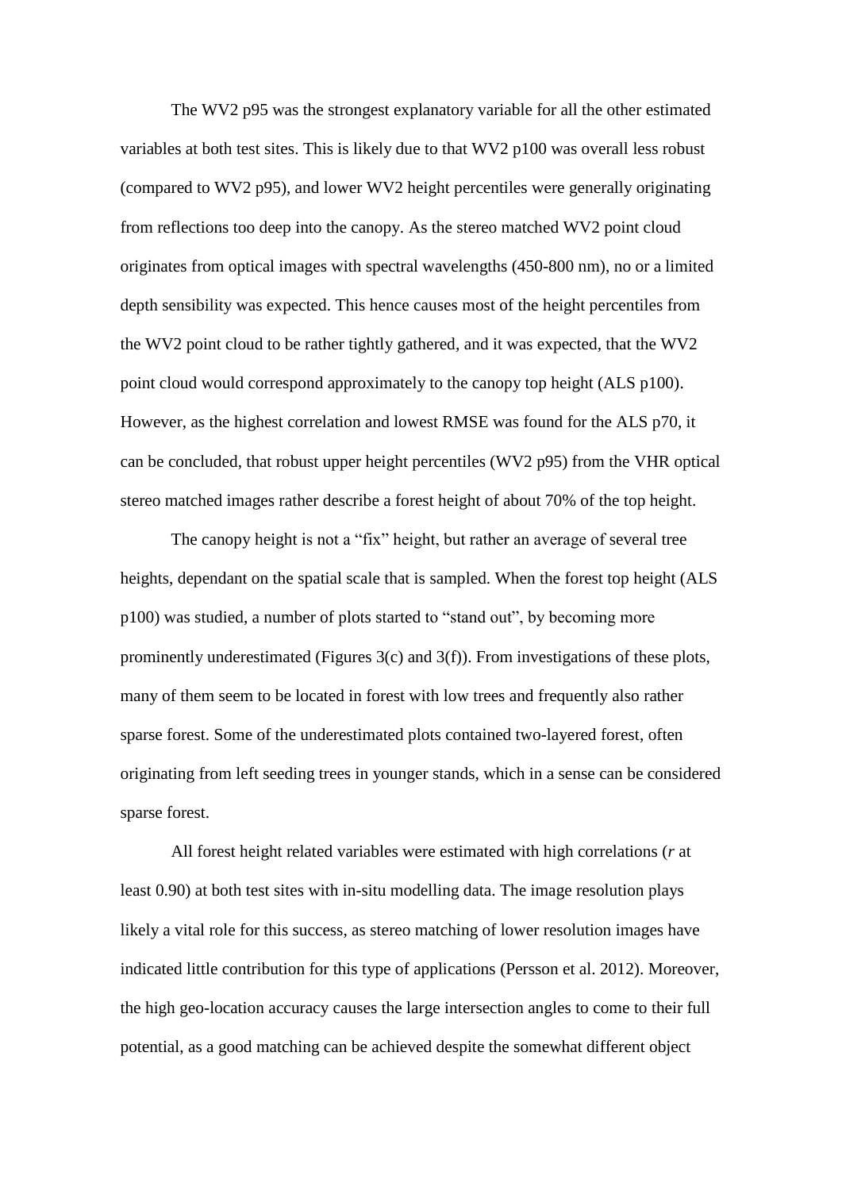The WV2 p95 was the strongest explanatory variable for all the other estimated variables at both test sites. This is likely due to that WV2 p100 was overall less robust (compared to WV2 p95), and lower WV2 height percentiles were generally originating from reflections too deep into the canopy. As the stereo matched WV2 point cloud originates from optical images with spectral wavelengths (450-800 nm), no or a limited depth sensibility was expected. This hence causes most of the height percentiles from the WV2 point cloud to be rather tightly gathered, and it was expected, that the WV2 point cloud would correspond approximately to the canopy top height (ALS p100). However, as the highest correlation and lowest RMSE was found for the ALS p70, it can be concluded, that robust upper height percentiles (WV2 p95) from the VHR optical stereo matched images rather describe a forest height of about 70% of the top height.

The canopy height is not a "fix" height, but rather an average of several tree heights, dependant on the spatial scale that is sampled. When the forest top height (ALS p100) was studied, a number of plots started to "stand out", by becoming more prominently underestimated (Figures 3(c) and 3(f)). From investigations of these plots, many of them seem to be located in forest with low trees and frequently also rather sparse forest. Some of the underestimated plots contained two-layered forest, often originating from left seeding trees in younger stands, which in a sense can be considered sparse forest.

All forest height related variables were estimated with high correlations (*r* at least 0.90) at both test sites with in-situ modelling data. The image resolution plays likely a vital role for this success, as stereo matching of lower resolution images have indicated little contribution for this type of applications (Persson et al. 2012). Moreover, the high geo-location accuracy causes the large intersection angles to come to their full potential, as a good matching can be achieved despite the somewhat different object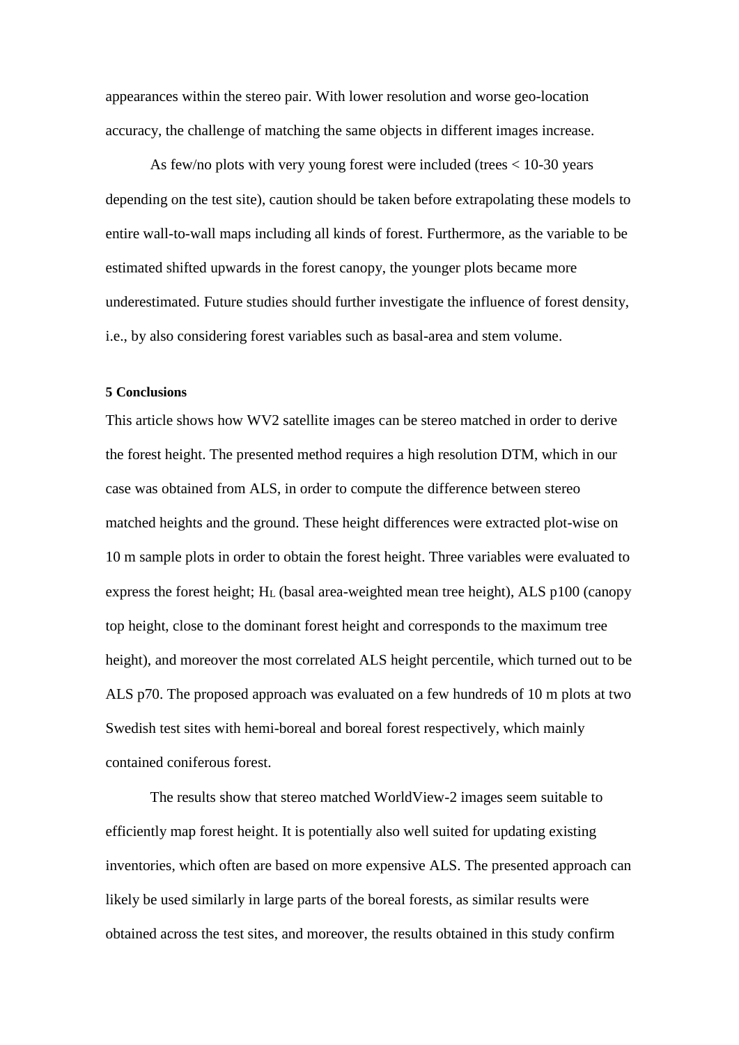appearances within the stereo pair. With lower resolution and worse geo-location accuracy, the challenge of matching the same objects in different images increase.

As few/no plots with very young forest were included (trees < 10-30 years depending on the test site), caution should be taken before extrapolating these models to entire wall-to-wall maps including all kinds of forest. Furthermore, as the variable to be estimated shifted upwards in the forest canopy, the younger plots became more underestimated. Future studies should further investigate the influence of forest density, i.e., by also considering forest variables such as basal-area and stem volume.

## 5 Conclusions

This article shows how WV2 satellite images can be stereo matched in order to derive the forest height. The presented method requires a high resolution DTM, which in our case was obtained from ALS, in order to compute the difference between stereo matched heights and the ground. These height differences were extracted plot-wise on 10 m sample plots in order to obtain the forest height. Three variables were evaluated to express the forest height; $H_L$ (basal area-weighted mean tree height), ALS p100 (canopy top height, close to the dominant forest height and corresponds to the maximum tree height), and moreover the most correlated ALS height percentile, which turned out to be ALS p70. The proposed approach was evaluated on a few hundreds of 10 m plots at two Swedish test sites with hemi-boreal and boreal forest respectively, which mainly contained coniferous forest.

The results show that stereo matched WorldView-2 images seem suitable to efficiently map forest height. It is potentially also well suited for updating existing inventories, which often are based on more expensive ALS. The presented approach can likely be used similarly in large parts of the boreal forests, as similar results were obtained across the test sites, and moreover, the results obtained in this study confirm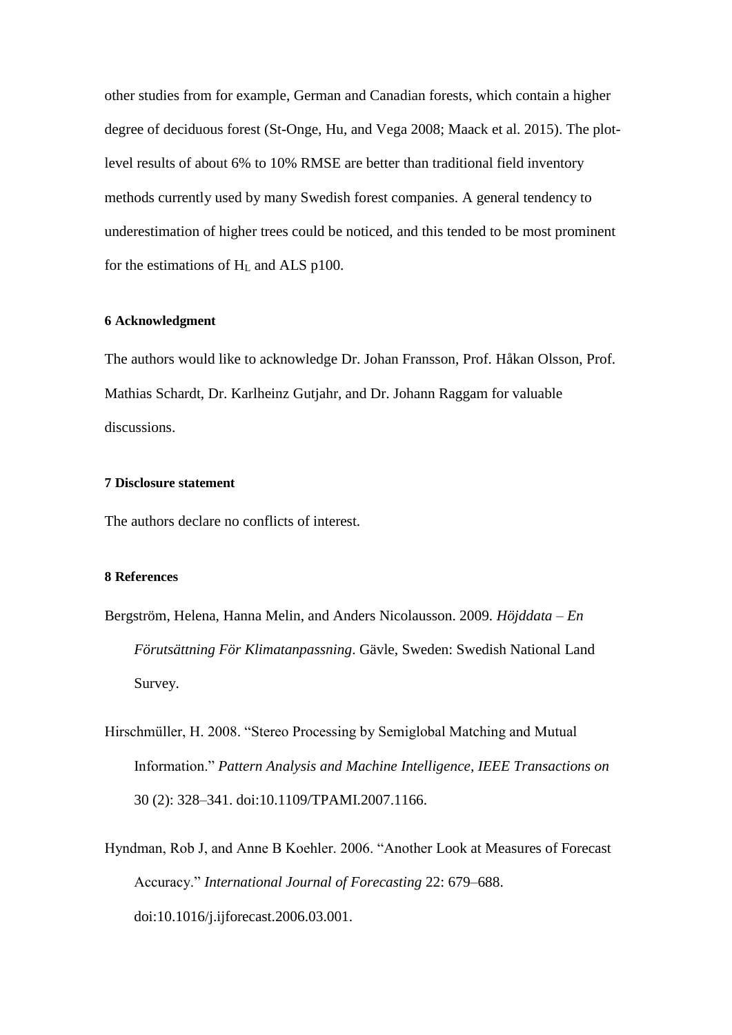other studies from for example, German and Canadian forests, which contain a higher degree of deciduous forest (St-Onge, Hu, and Vega 2008; Maack et al. 2015). The plot-level results of about 6% to 10% RMSE are better than traditional field inventory methods currently used by many Swedish forest companies. A general tendency to underestimation of higher trees could be noticed, and this tended to be most prominent for the estimations of $H_L$ and ALS p100.

## 6 Acknowledgment

The authors would like to acknowledge Dr. Johan Fransson, Prof. Håkan Olsson, Prof. Mathias Schardt, Dr. Karlheinz Gutjahr, and Dr. Johann Raggam for valuable discussions.

## 7 Disclosure statement

The authors declare no conflicts of interest.

## 8 References

Bergström, Helena, Hanna Melin, and Anders Nicolausson. 2009. *Höjddata – En Förutsättning För Klimatanpassning*. Gävle, Sweden: Swedish National Land Survey.

Hirschmüller, H. 2008. "Stereo Processing by Semiglobal Matching and Mutual Information." *Pattern Analysis and Machine Intelligence, IEEE Transactions on* 30 (2): 328–341. doi:10.1109/TPAMI.2007.1166.

Hyndman, Rob J, and Anne B Koehler. 2006. "Another Look at Measures of Forecast Accuracy." *International Journal of Forecasting* 22: 679–688. doi:10.1016/j.ijforecast.2006.03.001.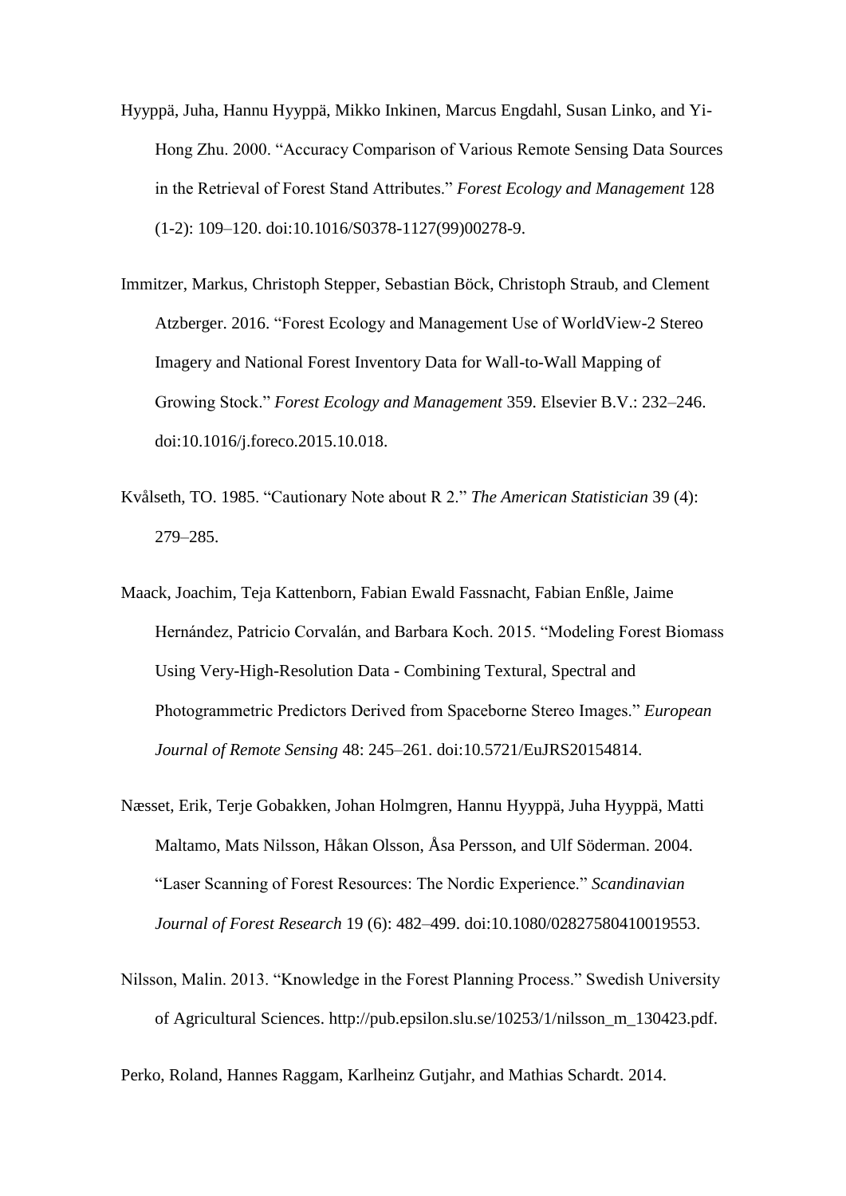Hyyppä, Juha, Hannu Hyyppä, Mikko Inkinen, Marcus Engdahl, Susan Linko, and Yi-Hong Zhu. 2000. "Accuracy Comparison of Various Remote Sensing Data Sources in the Retrieval of Forest Stand Attributes." *Forest Ecology and Management* 128 (1-2): 109–120. doi:10.1016/S0378-1127(99)00278-9.

Immitzer, Markus, Christoph Stepper, Sebastian Böck, Christoph Straub, and Clement Atzberger. 2016. "Forest Ecology and Management Use of WorldView-2 Stereo Imagery and National Forest Inventory Data for Wall-to-Wall Mapping of Growing Stock." *Forest Ecology and Management* 359. Elsevier B.V.: 232–246. doi:10.1016/j.foreco.2015.10.018.

Kvålseth, TO. 1985. "Cautionary Note about R 2." *The American Statistician* 39 (4): 279–285.

Maack, Joachim, Teja Kattenborn, Fabian Ewald Fassnacht, Fabian Enßle, Jaime Hernández, Patricio Corvalán, and Barbara Koch. 2015. "Modeling Forest Biomass Using Very-High-Resolution Data - Combining Textural, Spectral and Photogrammetric Predictors Derived from Spaceborne Stereo Images." *European Journal of Remote Sensing* 48: 245–261. doi:10.5721/EuJRS20154814.

Næsset, Erik, Terje Gobakken, Johan Holmgren, Hannu Hyyppä, Juha Hyyppä, Matti Maltamo, Mats Nilsson, Håkan Olsson, Åsa Persson, and Ulf Söderman. 2004. "Laser Scanning of Forest Resources: The Nordic Experience." *Scandinavian Journal of Forest Research* 19 (6): 482–499. doi:10.1080/02827580410019553.

Nilsson, Malin. 2013. "Knowledge in the Forest Planning Process." Swedish University of Agricultural Sciences. http://pub.epsilon.slu.se/10253/1/nilsson_m_130423.pdf.

Perko, Roland, Hannes Raggam, Karlheinz Gutjahr, and Mathias Schardt. 2014.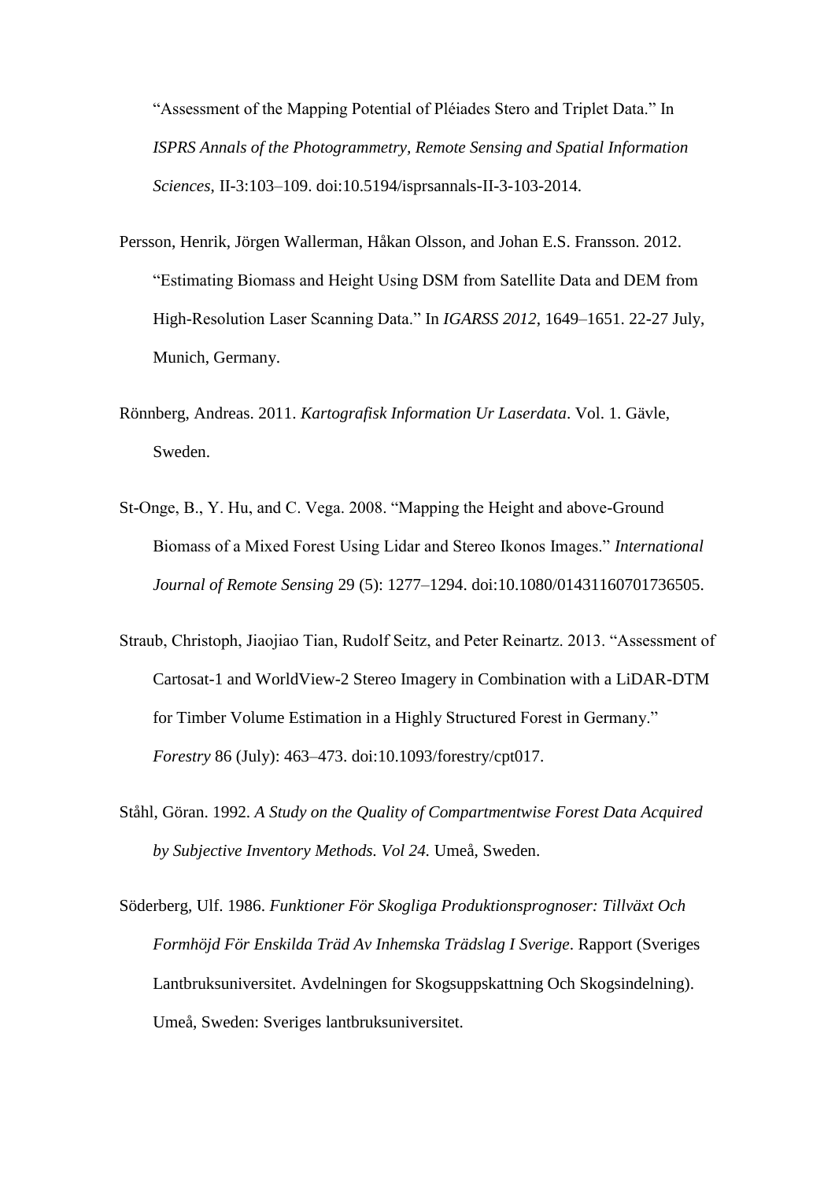"Assessment of the Mapping Potential of Pléiades Stero and Triplet Data." In *ISPRS Annals of the Photogrammetry, Remote Sensing and Spatial Information Sciences*, II-3:103–109. doi:10.5194/isprsannals-II-3-103-2014.

Persson, Henrik, Jörgen Wallerman, Håkan Olsson, and Johan E.S. Fransson. 2012. "Estimating Biomass and Height Using DSM from Satellite Data and DEM from High-Resolution Laser Scanning Data." In *IGARSS 2012*, 1649–1651. 22-27 July, Munich, Germany.

Rönnberg, Andreas. 2011. *Kartografisk Information Ur Laserdata*. Vol. 1. Gävle, Sweden.

St-Onge, B., Y. Hu, and C. Vega. 2008. "Mapping the Height and above-Ground Biomass of a Mixed Forest Using Lidar and Stereo Ikonos Images." *International Journal of Remote Sensing* 29 (5): 1277–1294. doi:10.1080/01431160701736505.

Straub, Christoph, Jiaojiao Tian, Rudolf Seitz, and Peter Reinartz. 2013. "Assessment of Cartosat-1 and WorldView-2 Stereo Imagery in Combination with a LiDAR-DTM for Timber Volume Estimation in a Highly Structured Forest in Germany." *Forestry* 86 (July): 463–473. doi:10.1093/forestry/cpt017.

Ståhl, Göran. 1992. *A Study on the Quality of Compartmentwise Forest Data Acquired by Subjective Inventory Methods. Vol 24.* Umeå, Sweden.

Söderberg, Ulf. 1986. *Funktioner För Skogliga Produktionsprognoser: Tillväxt Och Formhöjd För Enskilda Träd Av Inhemska Trädslag I Sverige*. Rapport (Sveriges Lantbruksuniversitet. Avdelningen for Skogsuppskattning Och Skogsindelning). Umeå, Sweden: Sveriges lantbruksuniversitet.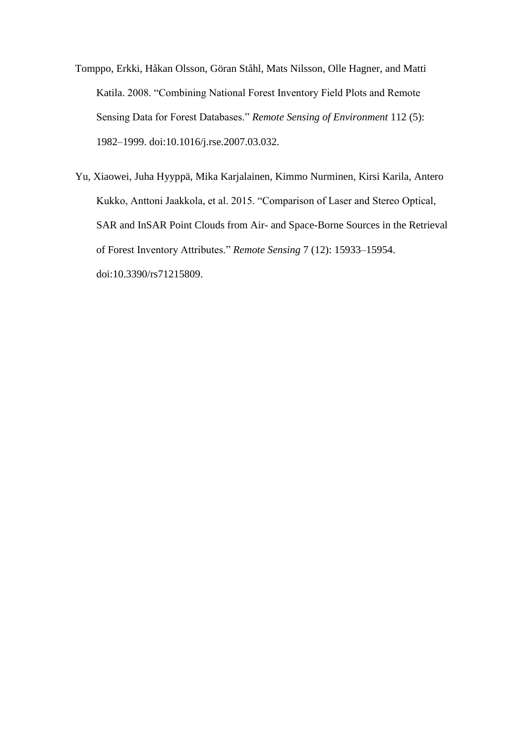Tomppo, Erkki, Håkan Olsson, Göran Ståhl, Mats Nilsson, Olle Hagner, and Matti Katila. 2008. "Combining National Forest Inventory Field Plots and Remote Sensing Data for Forest Databases." *Remote Sensing of Environment* 112 (5): 1982–1999. doi:10.1016/j.rse.2007.03.032.

Yu, Xiaowei, Juha Hyyppä, Mika Karjalainen, Kimmo Nurminen, Kirsi Karila, Antero Kukko, Anttoni Jaakkola, et al. 2015. "Comparison of Laser and Stereo Optical, SAR and InSAR Point Clouds from Air- and Space-Borne Sources in the Retrieval of Forest Inventory Attributes." *Remote Sensing* 7 (12): 15933–15954. doi:10.3390/rs71215809.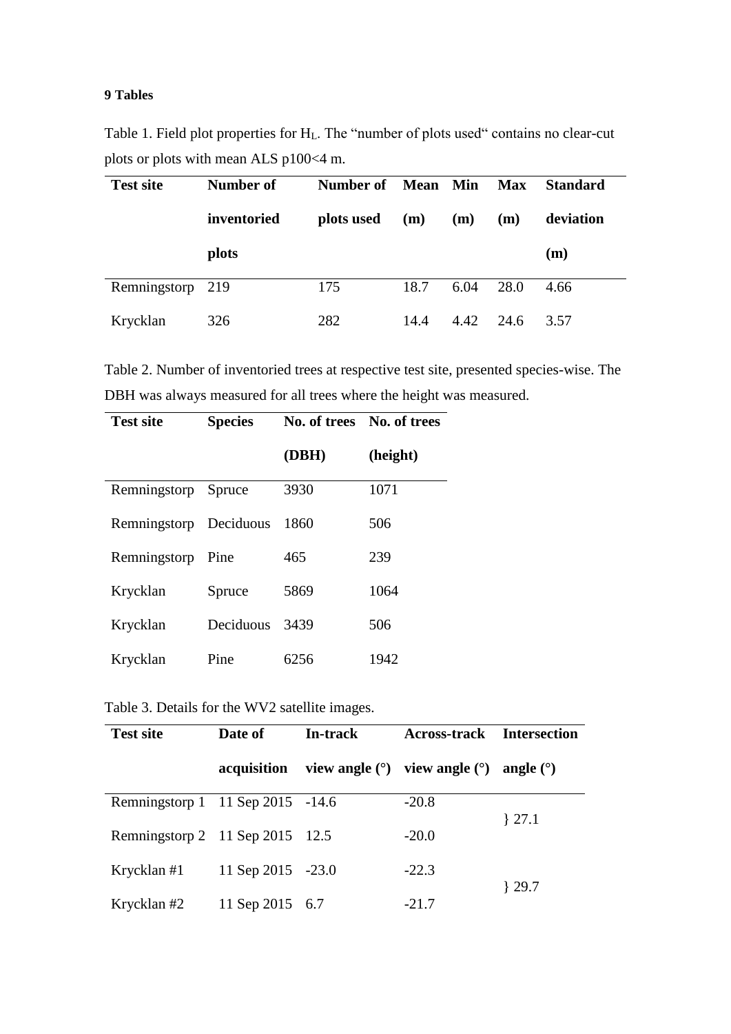## 9 Tables

Table 1. Field plot properties for $H_L$. The "number of plots used" contains no clear-cut plots or plots with mean ALS p100<4 m.

| Test site | Number of inventoried plots | Number of plots used | Mean (m) | Min (m) | Max (m) | Standard deviation (m) |
|---|---|---|---|---|---|---|
| Remningstorp | 219 | 175 | 18.7 | 6.04 | 28.0 | 4.66 |
| Krycklan | 326 | 282 | 14.4 | 4.42 | 24.6 | 3.57 |

Table 2. Number of inventoried trees at respective test site, presented species-wise. The DBH was always measured for all trees where the height was measured.

| Test site | Species | No. of trees (DBH) | No. of trees (height) |
|---|---|---|---|
| Remningstorp | Spruce | 3930 | 1071 |
| Remningstorp | Deciduous | 1860 | 506 |
| Remningstorp | Pine | 465 | 239 |
| Krycklan | Spruce | 5869 | 1064 |
| Krycklan | Deciduous | 3439 | 506 |
| Krycklan | Pine | 6256 | 1942 |

Table 3. Details for the WV2 satellite images.

| Test site | Date of acquisition | In-track view angle (°) | Across-track view angle (°) | Intersection angle (°) |
|---|---|---|---|---|
| Remningstorp 1 | 11 Sep 2015 | -14.6 | -20.8 | } 27.1 |
| Remningstorp 2 | 11 Sep 2015 | 12.5 | -20.0 | |
| Krycklan #1 | 11 Sep 2015 | -23.0 | -22.3 | } 29.7 |
| Krycklan #2 | 11 Sep 2015 | 6.7 | -21.7 | |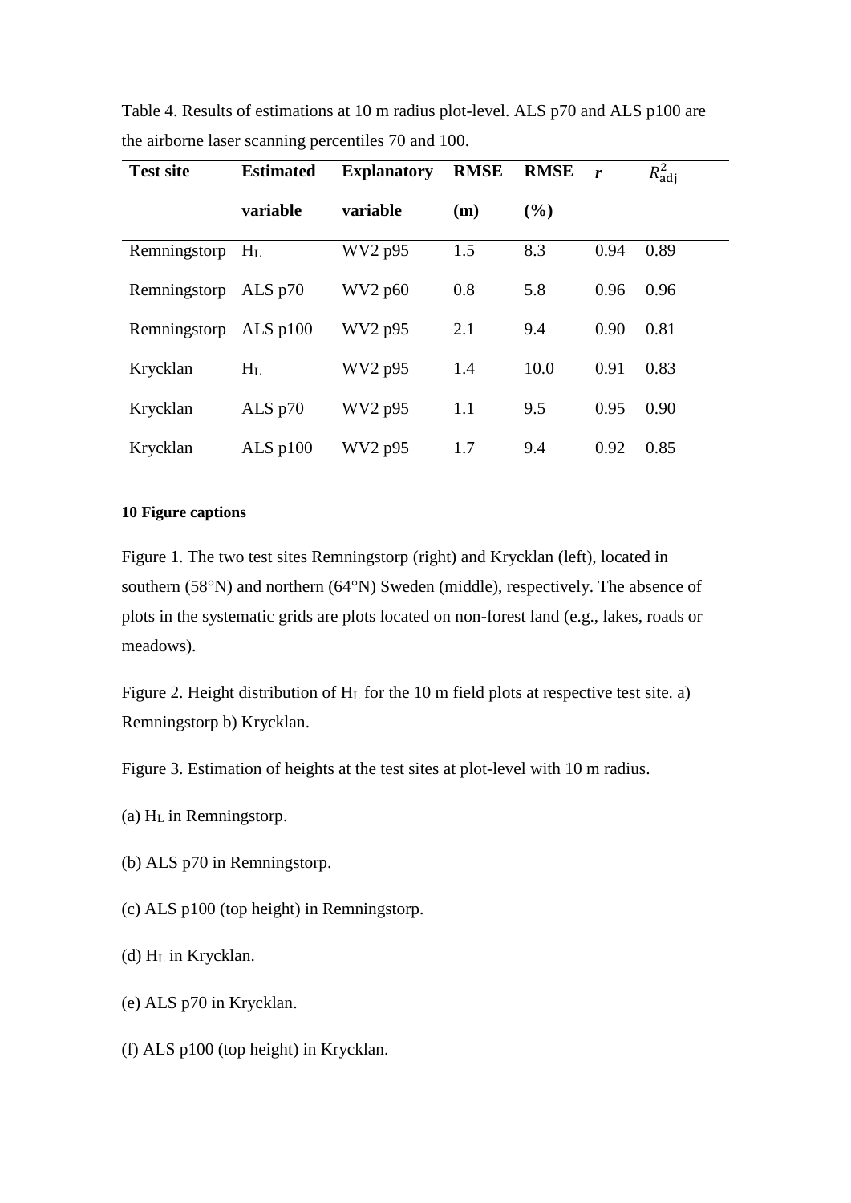Table 4. Results of estimations at 10 m radius plot-level. ALS p70 and ALS p100 are the airborne laser scanning percentiles 70 and 100.

| **Test site** | **Estimated variable** | **Explanatory variable** | **RMSE (m)** | **RMSE (%)** | $r$ | $R^2_{\mathrm{adj}}$ |
|---|---|---|---|---|---|---|
| Remningstorp | $H_L$ | WV2 p95 | 1.5 | 8.3 | 0.94 | 0.89 |
| Remningstorp | ALS p70 | WV2 p60 | 0.8 | 5.8 | 0.96 | 0.96 |
| Remningstorp | ALS p100 | WV2 p95 | 2.1 | 9.4 | 0.90 | 0.81 |
| Krycklan | $H_L$ | WV2 p95 | 1.4 | 10.0 | 0.91 | 0.83 |
| Krycklan | ALS p70 | WV2 p95 | 1.1 | 9.5 | 0.95 | 0.90 |
| Krycklan | ALS p100 | WV2 p95 | 1.7 | 9.4 | 0.92 | 0.85 |

**10 Figure captions**

Figure 1. The two test sites Remningstorp (right) and Krycklan (left), located in southern (58°N) and northern (64°N) Sweden (middle), respectively. The absence of plots in the systematic grids are plots located on non-forest land (e.g., lakes, roads or meadows).

Figure 2. Height distribution of $H_L$ for the 10 m field plots at respective test site. a) Remningstorp b) Krycklan.

Figure 3. Estimation of heights at the test sites at plot-level with 10 m radius.

(a) $H_L$ in Remningstorp.

(b) ALS p70 in Remningstorp.

(c) ALS p100 (top height) in Remningstorp.

(d) $H_L$ in Krycklan.

(e) ALS p70 in Krycklan.

(f) ALS p100 (top height) in Krycklan.